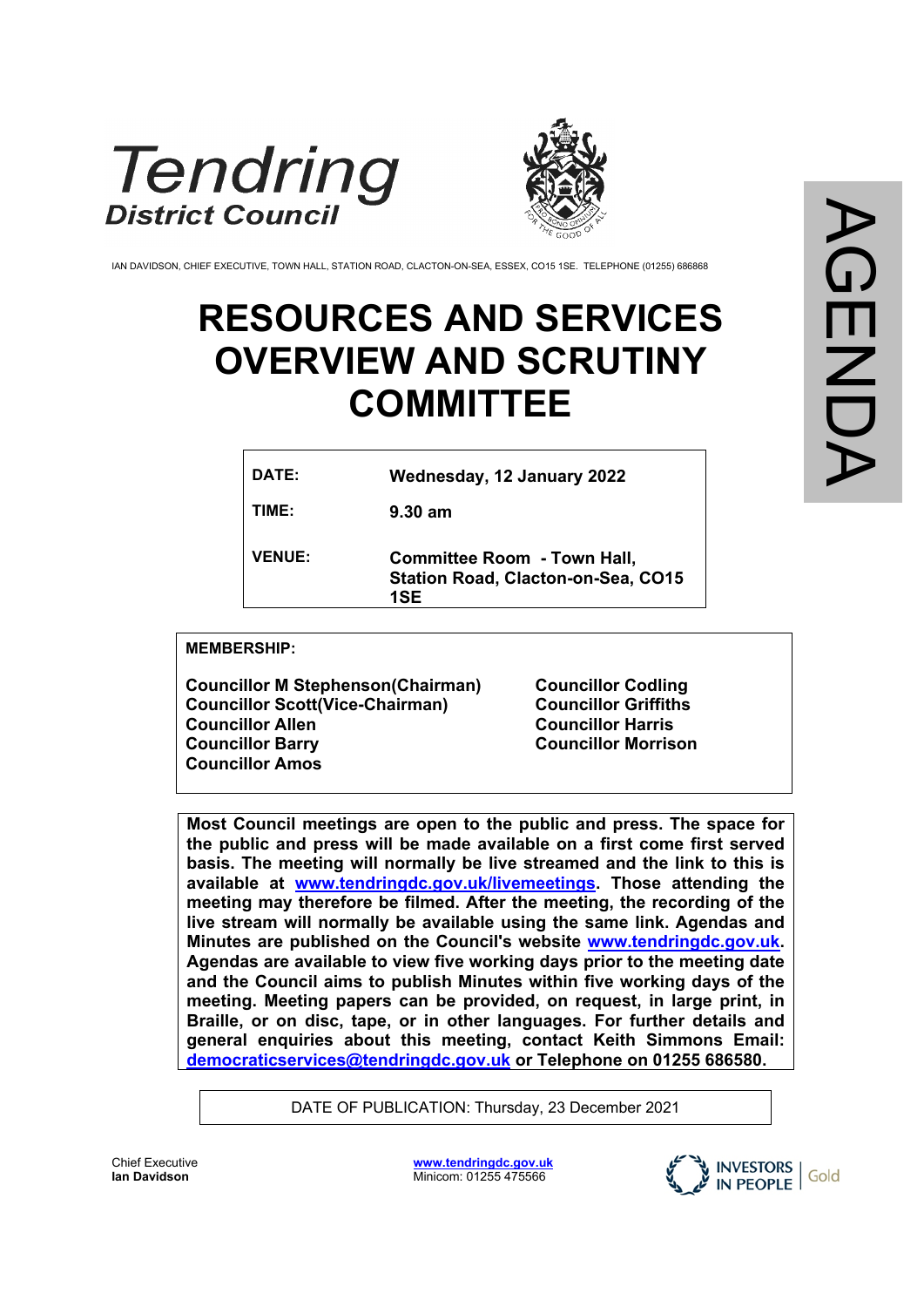Tendring District Council

IAN DAVIDSON, CHIEF EXECUTIVE, TOWN HALL, STATION ROAD, CLACTON-ON-SEA, ESSEX, CO15 1SE. TELEPHONE (01255) 686868

AGENDA

# RESOURCES AND SERVICES OVERVIEW AND SCRUTINY COMMITTEE

| | |
|---|---|
| **DATE:** | **Wednesday, 12 January 2022** |
| **TIME:** | **9.30 am** |
| **VENUE:** | **Committee Room - Town Hall, Station Road, Clacton-on-Sea, CO15 1SE** |

**MEMBERSHIP:**

**Councillor M Stephenson(Chairman)**
**Councillor Scott(Vice-Chairman)**
**Councillor Allen**
**Councillor Barry**
**Councillor Amos**
**Councillor Codling**
**Councillor Griffiths**
**Councillor Harris**
**Councillor Morrison**

**Most Council meetings are open to the public and press. The space for the public and press will be made available on a first come first served basis. The meeting will normally be live streamed and the link to this is available at www.tendringdc.gov.uk/livemeetings. Those attending the meeting may therefore be filmed. After the meeting, the recording of the live stream will normally be available using the same link. Agendas and Minutes are published on the Council's website www.tendringdc.gov.uk. Agendas are available to view five working days prior to the meeting date and the Council aims to publish Minutes within five working days of the meeting. Meeting papers can be provided, on request, in large print, in Braille, or on disc, tape, or in other languages. For further details and general enquiries about this meeting, contact Keith Simmons Email: democraticservices@tendringdc.gov.uk or Telephone on 01255 686580.**

DATE OF PUBLICATION: Thursday, 23 December 2021

Chief Executive
**Ian Davidson**

www.tendringdc.gov.uk
Minicom: 01255 475566

INVESTORS IN PEOPLE | Gold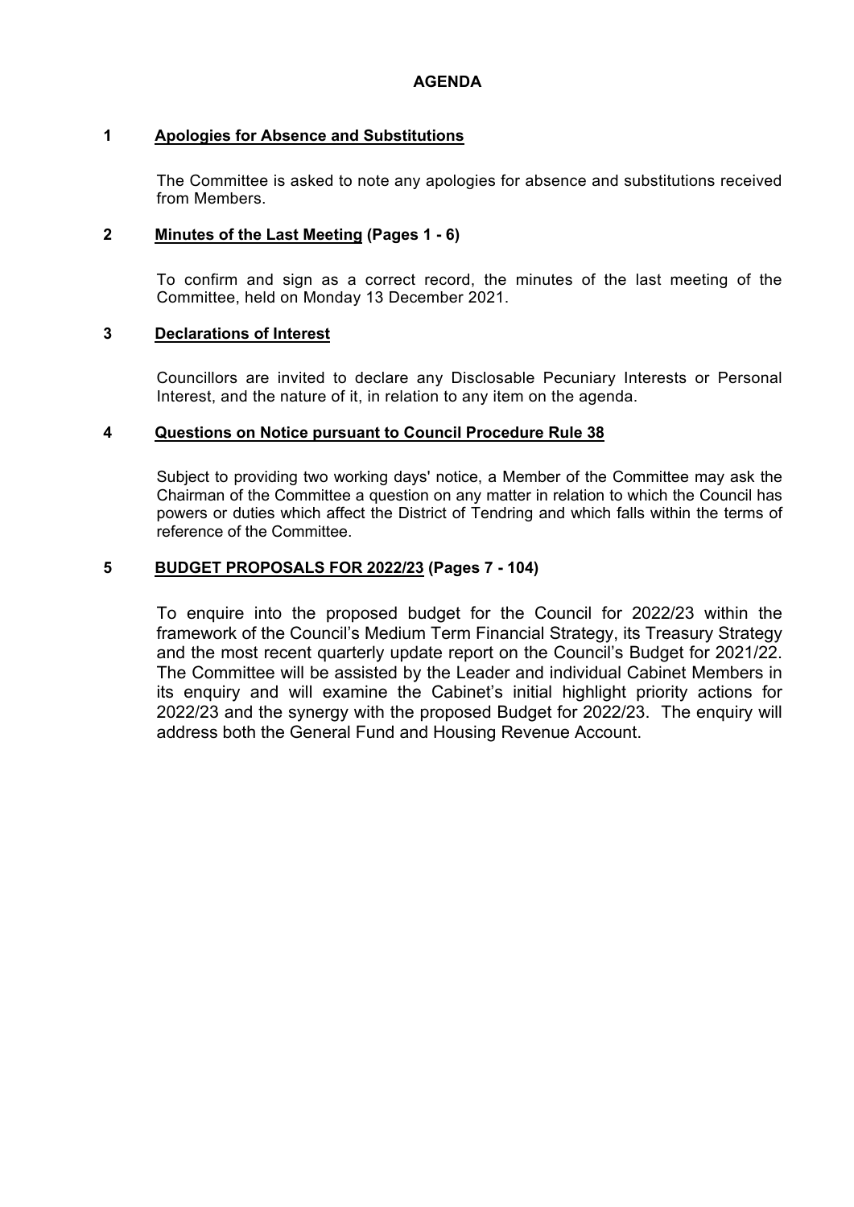# AGENDA

## 1 Apologies for Absence and Substitutions

The Committee is asked to note any apologies for absence and substitutions received from Members.

## 2 Minutes of the Last Meeting (Pages 1 - 6)

To confirm and sign as a correct record, the minutes of the last meeting of the Committee, held on Monday 13 December 2021.

## 3 Declarations of Interest

Councillors are invited to declare any Disclosable Pecuniary Interests or Personal Interest, and the nature of it, in relation to any item on the agenda.

## 4 Questions on Notice pursuant to Council Procedure Rule 38

Subject to providing two working days' notice, a Member of the Committee may ask the Chairman of the Committee a question on any matter in relation to which the Council has powers or duties which affect the District of Tendring and which falls within the terms of reference of the Committee.

## 5 BUDGET PROPOSALS FOR 2022/23 (Pages 7 - 104)

To enquire into the proposed budget for the Council for 2022/23 within the framework of the Council's Medium Term Financial Strategy, its Treasury Strategy and the most recent quarterly update report on the Council's Budget for 2021/22. The Committee will be assisted by the Leader and individual Cabinet Members in its enquiry and will examine the Cabinet's initial highlight priority actions for 2022/23 and the synergy with the proposed Budget for 2022/23. The enquiry will address both the General Fund and Housing Revenue Account.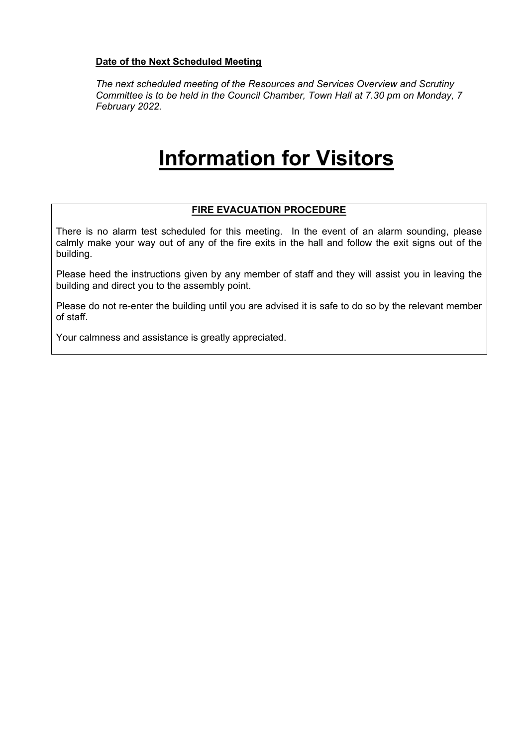**Date of the Next Scheduled Meeting**

*The next scheduled meeting of the Resources and Services Overview and Scrutiny Committee is to be held in the Council Chamber, Town Hall at 7.30 pm on Monday, 7 February 2022.*

# Information for Visitors

**FIRE EVACUATION PROCEDURE**

There is no alarm test scheduled for this meeting. In the event of an alarm sounding, please calmly make your way out of any of the fire exits in the hall and follow the exit signs out of the building.

Please heed the instructions given by any member of staff and they will assist you in leaving the building and direct you to the assembly point.

Please do not re-enter the building until you are advised it is safe to do so by the relevant member of staff.

Your calmness and assistance is greatly appreciated.